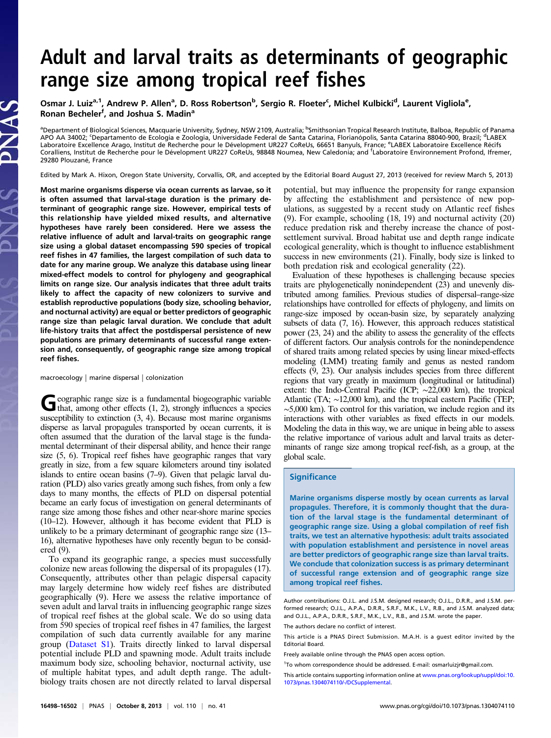# Adult and larval traits as determinants of geographic range size among tropical reef fishes

Osmar J. Luiz[a,1], Andrew P. Allen[a], D. Ross Robertson[b], Sergio R. Floeter[c], Michel Kulbicki[d], Laurent Vigliola[e], Ronan Becheler[f], and Joshua S. Madin[a]

[a]Department of Biological Sciences, Macquarie University, Sydney, NSW 2109, Australia; [b]Smithsonian Tropical Research Institute, Balboa, Republic of Panama APO AA 34002; [c]Departamento de Ecologia e Zoologia, Universidade Federal de Santa Catarina, Florianópolis, Santa Catarina 88040-900, Brazil; [d]LABEX Laboratoire Excellence Arago, Institut de Recherche pour le Dévelopment UR227 CoReUs, 66651 Banyuls, France; [e]LABEX Laboratoire Excellence Récifs Coralliens, Institut de Recherche pour le Dévelopment UR227 CoReUs, 98848 Noumea, New Caledonia; and [f]Laboratoire Environnement Profond, Ifremer, 29280 Plouzané, France

Edited by Mark A. Hixon, Oregon State University, Corvallis, OR, and accepted by the Editorial Board August 27, 2013 (received for review March 5, 2013)

**Most marine organisms disperse via ocean currents as larvae, so it is often assumed that larval-stage duration is the primary determinant of geographic range size. However, empirical tests of this relationship have yielded mixed results, and alternative hypotheses have rarely been considered. Here we assess the relative influence of adult and larval-traits on geographic range size using a global dataset encompassing 590 species of tropical reef fishes in 47 families, the largest compilation of such data to date for any marine group. We analyze this database using linear mixed-effect models to control for phylogeny and geographical limits on range size. Our analysis indicates that three adult traits likely to affect the capacity of new colonizers to survive and establish reproductive populations (body size, schooling behavior, and nocturnal activity) are equal or better predictors of geographic range size than pelagic larval duration. We conclude that adult life-history traits that affect the postdispersal persistence of new populations are primary determinants of successful range extension and, consequently, of geographic range size among tropical reef fishes.**

macroecology | marine dispersal | colonization

Geographic range size is a fundamental biogeographic variable that, among other effects (1, 2), strongly influences a species susceptibility to extinction (3, 4). Because most marine organisms disperse as larval propagules transported by ocean currents, it is often assumed that the duration of the larval stage is the fundamental determinant of their dispersal ability, and hence their range size (5, 6). Tropical reef fishes have geographic ranges that vary greatly in size, from a few square kilometers around tiny isolated islands to entire ocean basins (7–9). Given that pelagic larval duration (PLD) also varies greatly among such fishes, from only a few days to many months, the effects of PLD on dispersal potential became an early focus of investigation on general determinants of range size among those fishes and other near-shore marine species (10–12). However, although it has become evident that PLD is unlikely to be a primary determinant of geographic range size (13–16), alternative hypotheses have only recently begun to be considered (9).

To expand its geographic range, a species must successfully colonize new areas following the dispersal of its propagules (17). Consequently, attributes other than pelagic dispersal capacity may largely determine how widely reef fishes are distributed geographically (9). Here we assess the relative importance of seven adult and larval traits in influencing geographic range sizes of tropical reef fishes at the global scale. We do so using data from 590 species of tropical reef fishes in 47 families, the largest compilation of such data currently available for any marine group (Dataset S1). Traits directly linked to larval dispersal potential include PLD and spawning mode. Adult traits include maximum body size, schooling behavior, nocturnal activity, use of multiple habitat types, and adult depth range. The adult-biology traits chosen are not directly related to larval dispersal potential, but may influence the propensity for range expansion by affecting the establishment and persistence of new populations, as suggested by a recent study on Atlantic reef fishes (9). For example, schooling (18, 19) and nocturnal activity (20) reduce predation risk and thereby increase the chance of post-settlement survival. Broad habitat use and depth range indicate ecological generality, which is thought to influence establishment success in new environments (21). Finally, body size is linked to both predation risk and ecological generality (22).

Evaluation of these hypotheses is challenging because species traits are phylogenetically nonindependent (23) and unevenly distributed among families. Previous studies of dispersal–range-size relationships have controlled for effects of phylogeny, and limits on range-size imposed by ocean-basin size, by separately analyzing subsets of data (7, 16). However, this approach reduces statistical power (23, 24) and the ability to assess the generality of the effects of different factors. Our analysis controls for the nonindependence of shared traits among related species by using linear mixed-effects modeling (LMM) treating family and genus as nested random effects (9, 23). Our analysis includes species from three different regions that vary greatly in maximum (longitudinal or latitudinal) extent: the Indo-Central Pacific (ICP; ∼22,000 km), the tropical Atlantic (TA; ∼12,000 km), and the tropical eastern Pacific (TEP; ∼5,000 km). To control for this variation, we include region and its interactions with other variables as fixed effects in our models. Modeling the data in this way, we are unique in being able to assess the relative importance of various adult and larval traits as determinants of range size among tropical reef-fish, as a group, at the global scale.

## Significance

**Marine organisms disperse mostly by ocean currents as larval propagules. Therefore, it is commonly thought that the duration of the larval stage is the fundamental determinant of geographic range size. Using a global compilation of reef fish traits, we test an alternative hypothesis: adult traits associated with population establishment and persistence in novel areas are better predictors of geographic range size than larval traits. We conclude that colonization success is as primary determinant of successful range extension and of geographic range size among tropical reef fishes.**

Author contributions: O.J.L. and J.S.M. designed research; O.J.L., D.R.R., and J.S.M. performed research; O.J.L., A.P.A., D.R.R., S.R.F., M.K., L.V., R.B., and J.S.M. analyzed data; and O.J.L., A.P.A., D.R.R., S.R.F., M.K., L.V., R.B., and J.S.M. wrote the paper.

The authors declare no conflict of interest.

This article is a PNAS Direct Submission. M.A.H. is a guest editor invited by the Editorial Board.

Freely available online through the PNAS open access option.

[1]To whom correspondence should be addressed. E-mail: osmarluizjr@gmail.com.

This article contains supporting information online at www.pnas.org/lookup/suppl/doi:10.1073/pnas.1304074110/-/DCSupplemental.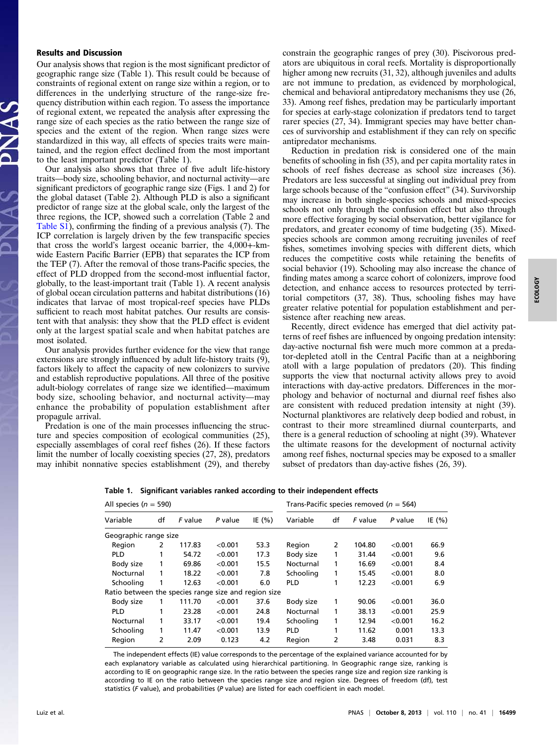## Results and Discussion

Our analysis shows that region is the most significant predictor of geographic range size (Table 1). This result could be because of constraints of regional extent on range size within a region, or to differences in the underlying structure of the range-size frequency distribution within each region. To assess the importance of regional extent, we repeated the analysis after expressing the range size of each species as the ratio between the range size of species and the extent of the region. When range sizes were standardized in this way, all effects of species traits were maintained, and the region effect declined from the most important to the least important predictor (Table 1).

Our analysis also shows that three of five adult life-history traits—body size, schooling behavior, and nocturnal activity—are significant predictors of geographic range size (Figs. 1 and 2) for the global dataset (Table 2). Although PLD is also a significant predictor of range size at the global scale, only the largest of the three regions, the ICP, showed such a correlation (Table 2 and Table S1), confirming the finding of a previous analysis (7). The ICP correlation is largely driven by the few transpacific species that cross the world's largest oceanic barrier, the 4,000+-km-wide Eastern Pacific Barrier (EPB) that separates the ICP from the TEP (7). After the removal of those trans-Pacific species, the effect of PLD dropped from the second-most influential factor, globally, to the least-important trait (Table 1). A recent analysis of global ocean circulation patterns and habitat distributions (16) indicates that larvae of most tropical-reef species have PLDs sufficient to reach most habitat patches. Our results are consistent with that analysis: they show that the PLD effect is evident only at the largest spatial scale and when habitat patches are most isolated.

Our analysis provides further evidence for the view that range extensions are strongly influenced by adult life-history traits (9), factors likely to affect the capacity of new colonizers to survive and establish reproductive populations. All three of the positive adult-biology correlates of range size we identified—maximum body size, schooling behavior, and nocturnal activity—may enhance the probability of population establishment after propagule arrival.

Predation is one of the main processes influencing the structure and species composition of ecological communities (25), especially assemblages of coral reef fishes (26). If these factors limit the number of locally coexisting species (27, 28), predators may inhibit nonnative species establishment (29), and thereby constrain the geographic ranges of prey (30). Piscivorous predators are ubiquitous in coral reefs. Mortality is disproportionally higher among new recruits (31, 32), although juveniles and adults are not immune to predation, as evidenced by morphological, chemical and behavioral antipredatory mechanisms they use (26, 33). Among reef fishes, predation may be particularly important for species at early-stage colonization if predators tend to target rarer species (27, 34). Immigrant species may have better chances of survivorship and establishment if they can rely on specific antipredator mechanisms.

Reduction in predation risk is considered one of the main benefits of schooling in fish (35), and per capita mortality rates in schools of reef fishes decrease as school size increases (36). Predators are less successful at singling out individual prey from large schools because of the "confusion effect" (34). Survivorship may increase in both single-species schools and mixed-species schools not only through the confusion effect but also through more effective foraging by social observation, better vigilance for predators, and greater economy of time budgeting (35). Mixed-species schools are common among recruiting juveniles of reef fishes, sometimes involving species with different diets, which reduces the competitive costs while retaining the benefits of social behavior (19). Schooling may also increase the chance of finding mates among a scarce cohort of colonizers, improve food detection, and enhance access to resources protected by territorial competitors (37, 38). Thus, schooling fishes may have greater relative potential for population establishment and persistence after reaching new areas.

Recently, direct evidence has emerged that diel activity patterns of reef fishes are influenced by ongoing predation intensity: day-active nocturnal fish were much more common at a predator-depleted atoll in the Central Pacific than at a neighboring atoll with a large population of predators (20). This finding supports the view that nocturnal activity allows prey to avoid interactions with day-active predators. Differences in the morphology and behavior of nocturnal and diurnal reef fishes also are consistent with reduced predation intensity at night (39). Nocturnal planktivores are relatively deep bodied and robust, in contrast to their more streamlined diurnal counterparts, and there is a general reduction of schooling at night (39). Whatever the ultimate reasons for the development of nocturnal activity among reef fishes, nocturnal species may be exposed to a smaller subset of predators than day-active fishes (26, 39).

**Table 1. Significant variables ranked according to their independent effects**

| All species ($n$ = 590) | | | | | Trans-Pacific species removed ($n$ = 564) | | | | |
|---|---|---|---|---|---|---|---|---|---|
| Variable | df | *F* value | *P* value | IE (%) | Variable | df | *F* value | *P* value | IE (%) |
| Geographic range size | | | | | | | | | |
| Region | 2 | 117.83 | <0.001 | 53.3 | Region | 2 | 104.80 | <0.001 | 66.9 |
| PLD | 1 | 54.72 | <0.001 | 17.3 | Body size | 1 | 31.44 | <0.001 | 9.6 |
| Body size | 1 | 69.86 | <0.001 | 15.5 | Nocturnal | 1 | 16.69 | <0.001 | 8.4 |
| Nocturnal | 1 | 18.22 | <0.001 | 7.8 | Schooling | 1 | 15.45 | <0.001 | 8.0 |
| Schooling | 1 | 12.63 | <0.001 | 6.0 | PLD | 1 | 12.23 | <0.001 | 6.9 |
| Ratio between the species range size and region size | | | | | | | | | |
| Body size | 1 | 111.70 | <0.001 | 37.6 | Body size | 1 | 90.06 | <0.001 | 36.0 |
| PLD | 1 | 23.28 | <0.001 | 24.8 | Nocturnal | 1 | 38.13 | <0.001 | 25.9 |
| Nocturnal | 1 | 33.17 | <0.001 | 19.4 | Schooling | 1 | 12.94 | <0.001 | 16.2 |
| Schooling | 1 | 11.47 | <0.001 | 13.9 | PLD | 1 | 11.62 | 0.001 | 13.3 |
| Region | 2 | 2.09 | 0.123 | 4.2 | Region | 2 | 3.48 | 0.031 | 8.3 |

The independent effects (IE) value corresponds to the percentage of the explained variance accounted for by each explanatory variable as calculated using hierarchical partitioning. In Geographic range size, ranking is according to IE on geographic range size. In the ratio between the species range size and region size ranking is according to IE on the ratio between the species range size and region size. Degrees of freedom (df), test statistics (*F* value), and probabilities (*P* value) are listed for each coefficient in each model.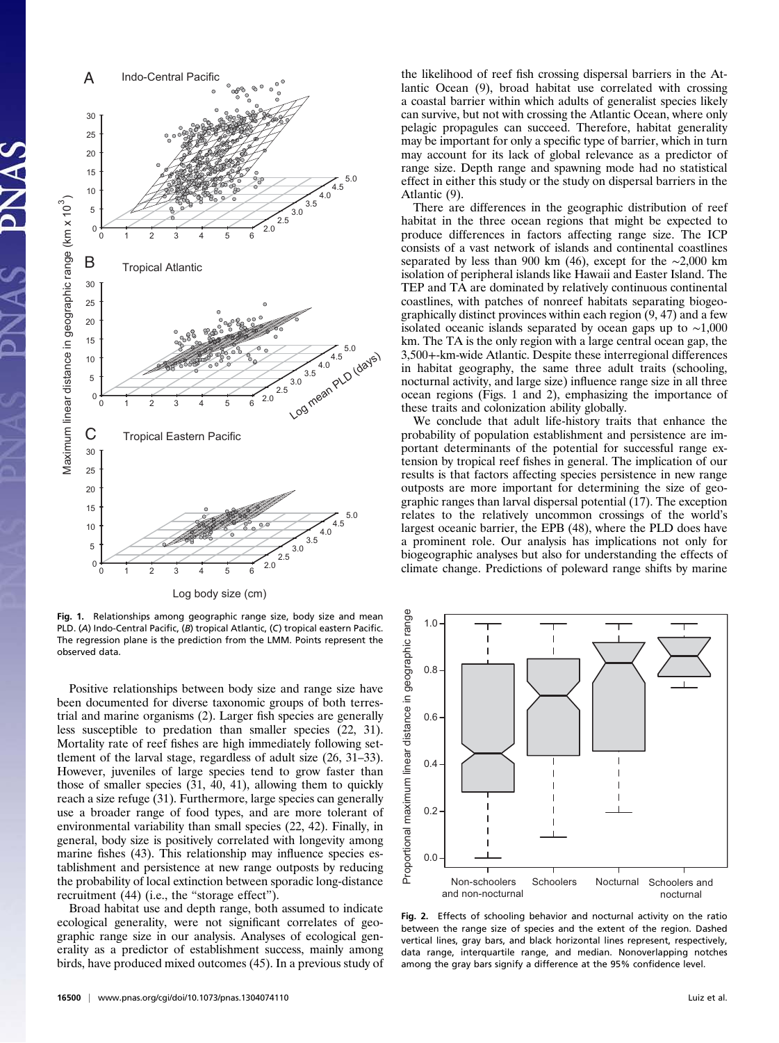A Indo-Central Pacific

B Tropical Atlantic

C Tropical Eastern Pacific

Maximum linear distance in geographic range (km x $10^3$)

Log mean PLD (days)

Log body size (cm)

**Fig. 1.** Relationships among geographic range size, body size and mean PLD. (*A*) Indo-Central Pacific, (*B*) tropical Atlantic, (*C*) tropical eastern Pacific. The regression plane is the prediction from the LMM. Points represent the observed data.

Positive relationships between body size and range size have been documented for diverse taxonomic groups of both terrestrial and marine organisms (2). Larger fish species are generally less susceptible to predation than smaller species (22, 31). Mortality rate of reef fishes are high immediately following settlement of the larval stage, regardless of adult size (26, 31–33). However, juveniles of large species tend to grow faster than those of smaller species (31, 40, 41), allowing them to quickly reach a size refuge (31). Furthermore, large species can generally use a broader range of food types, and are more tolerant of environmental variability than small species (22, 42). Finally, in general, body size is positively correlated with longevity among marine fishes (43). This relationship may influence species establishment and persistence at new range outposts by reducing the probability of local extinction between sporadic long-distance recruitment (44) (i.e., the "storage effect").

Broad habitat use and depth range, both assumed to indicate ecological generality, were not significant correlates of geographic range size in our analysis. Analyses of ecological generality as a predictor of establishment success, mainly among birds, have produced mixed outcomes (45). In a previous study of the likelihood of reef fish crossing dispersal barriers in the Atlantic Ocean (9), broad habitat use correlated with crossing a coastal barrier within which adults of generalist species likely can survive, but not with crossing the Atlantic Ocean, where only pelagic propagules can succeed. Therefore, habitat generality may be important for only a specific type of barrier, which in turn may account for its lack of global relevance as a predictor of range size. Depth range and spawning mode had no statistical effect in either this study or the study on dispersal barriers in the Atlantic (9).

There are differences in the geographic distribution of reef habitat in the three ocean regions that might be expected to produce differences in factors affecting range size. The ICP consists of a vast network of islands and continental coastlines separated by less than 900 km (46), except for the ~2,000 km isolation of peripheral islands like Hawaii and Easter Island. The TEP and TA are dominated by relatively continuous continental coastlines, with patches of nonreef habitats separating biogeographically distinct provinces within each region (9, 47) and a few isolated oceanic islands separated by ocean gaps up to ~1,000 km. The TA is the only region with a large central ocean gap, the 3,500+-km-wide Atlantic. Despite these interregional differences in habitat geography, the same three adult traits (schooling, nocturnal activity, and large size) influence range size in all three ocean regions (Figs. 1 and 2), emphasizing the importance of these traits and colonization ability globally.

We conclude that adult life-history traits that enhance the probability of population establishment and persistence are important determinants of the potential for successful range extension by tropical reef fishes in general. The implication of our results is that factors affecting species persistence in new range outposts are more important for determining the size of geographic ranges than larval dispersal potential (17). The exception relates to the relatively uncommon crossings of the world's largest oceanic barrier, the EPB (48), where the PLD does have a prominent role. Our analysis has implications not only for biogeographic analyses but also for understanding the effects of climate change. Predictions of poleward range shifts by marine

Proportional maximum linear distance in geographic range

Non-schoolers and non-nocturnal

Schoolers

Nocturnal

Schoolers and nocturnal

**Fig. 2.** Effects of schooling behavior and nocturnal activity on the ratio between the range size of species and the extent of the region. Dashed vertical lines, gray bars, and black horizontal lines represent, respectively, data range, interquartile range, and median. Nonoverlapping notches among the gray bars signify a difference at the 95% confidence level.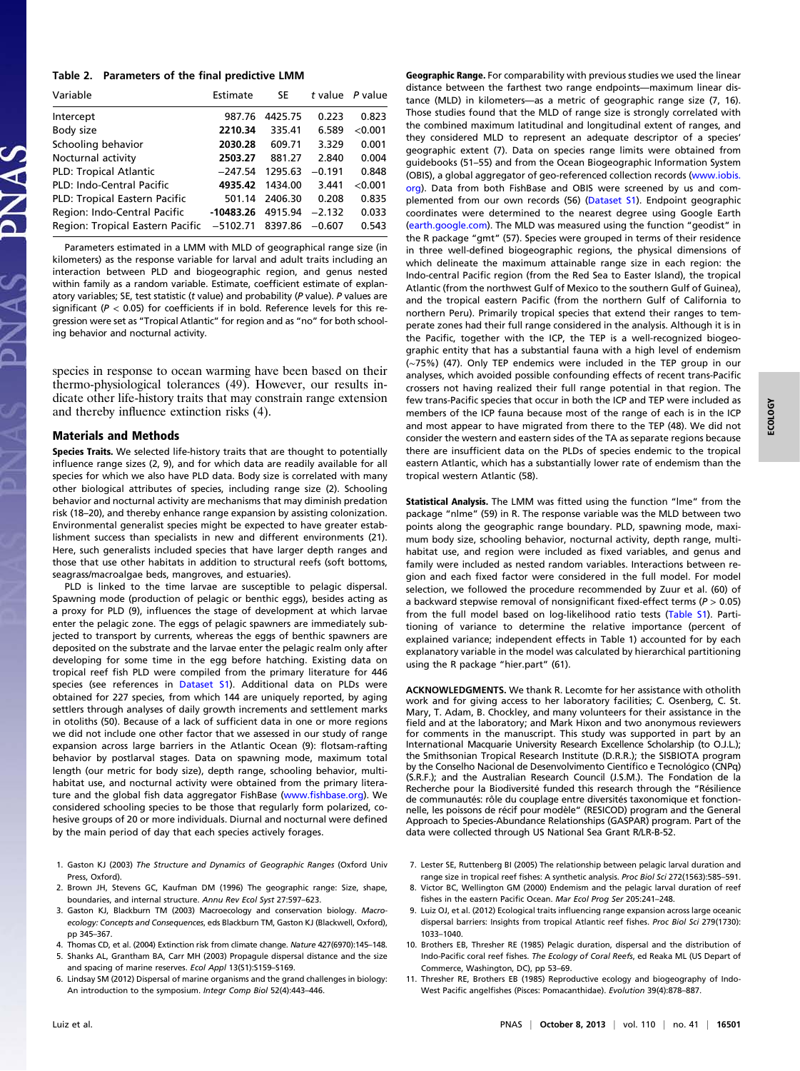**Table 2. Parameters of the final predictive LMM**

| Variable | Estimate | SE | *t* value | *P* value |
|---|---|---|---|---|
| Intercept | 987.76 | 4425.75 | 0.223 | 0.823 |
| Body size | **2210.34** | 335.41 | 6.589 | <0.001 |
| Schooling behavior | **2030.28** | 609.71 | 3.329 | 0.001 |
| Nocturnal activity | **2503.27** | 881.27 | 2.840 | 0.004 |
| PLD: Tropical Atlantic | −247.54 | 1295.63 | −0.191 | 0.848 |
| PLD: Indo-Central Pacific | **4935.42** | 1434.00 | 3.441 | <0.001 |
| PLD: Tropical Eastern Pacific | 501.14 | 2406.30 | 0.208 | 0.835 |
| Region: Indo-Central Pacific | **-10483.26** | 4915.94 | −2.132 | 0.033 |
| Region: Tropical Eastern Pacific | −5102.71 | 8397.86 | −0.607 | 0.543 |

Parameters estimated in a LMM with MLD of geographical range size (in kilometers) as the response variable for larval and adult traits including an interaction between PLD and biogeographic region, and genus nested within family as a random variable. Estimate, coefficient estimate of explanatory variables; SE, test statistic (*t* value) and probability (*P* value). *P* values are significant ($P < 0.05$) for coefficients if in bold. Reference levels for this regression were set as "Tropical Atlantic" for region and as "no" for both schooling behavior and nocturnal activity.

species in response to ocean warming have been based on their thermo-physiological tolerances (49). However, our results indicate other life-history traits that may constrain range extension and thereby influence extinction risks (4).

## Materials and Methods

**Species Traits.** We selected life-history traits that are thought to potentially influence range sizes (2, 9), and for which data are readily available for all species for which we also have PLD data. Body size is correlated with many other biological attributes of species, including range size (2). Schooling behavior and nocturnal activity are mechanisms that may diminish predation risk (18–20), and thereby enhance range expansion by assisting colonization. Environmental generalist species might be expected to have greater establishment success than specialists in new and different environments (21). Here, such generalists included species that have larger depth ranges and those that use other habitats in addition to structural reefs (soft bottoms, seagrass/macroalgae beds, mangroves, and estuaries).

PLD is linked to the time larvae are susceptible to pelagic dispersal. Spawning mode (production of pelagic or benthic eggs), besides acting as a proxy for PLD (9), influences the stage of development at which larvae enter the pelagic zone. The eggs of pelagic spawners are immediately subjected to transport by currents, whereas the eggs of benthic spawners are deposited on the substrate and the larvae enter the pelagic realm only after developing for some time in the egg before hatching. Existing data on tropical reef fish PLD were compiled from the primary literature for 446 species (see references in Dataset S1). Additional data on PLDs were obtained for 227 species, from which 144 are uniquely reported, by aging settlers through analyses of daily growth increments and settlement marks in otoliths (50). Because of a lack of sufficient data in one or more regions we did not include one other factor that we assessed in our study of range expansion across large barriers in the Atlantic Ocean (9): flotsam-rafting behavior by postlarval stages. Data on spawning mode, maximum total length (our metric for body size), depth range, schooling behavior, multi-habitat use, and nocturnal activity were obtained from the primary literature and the global fish data aggregator FishBase (www.fishbase.org). We considered schooling species to be those that regularly form polarized, cohesive groups of 20 or more individuals. Diurnal and nocturnal were defined by the main period of day that each species actively forages.

**Geographic Range.** For comparability with previous studies we used the linear distance between the farthest two range endpoints—maximum linear distance (MLD) in kilometers—as a metric of geographic range size (7, 16). Those studies found that the MLD of range size is strongly correlated with the combined maximum latitudinal and longitudinal extent of ranges, and they considered MLD to represent an adequate descriptor of a species' geographic extent (7). Data on species range limits were obtained from guidebooks (51–55) and from the Ocean Biogeographic Information System (OBIS), a global aggregator of geo-referenced collection records (www.iobis.org). Data from both FishBase and OBIS were screened by us and complemented from our own records (56) (Dataset S1). Endpoint geographic coordinates were determined to the nearest degree using Google Earth (earth.google.com). The MLD was measured using the function "geodist" in the R package "gmt" (57). Species were grouped in terms of their residence in three well-defined biogeographic regions, the physical dimensions of which delineate the maximum attainable range size in each region: the Indo-central Pacific region (from the Red Sea to Easter Island), the tropical Atlantic (from the northwest Gulf of Mexico to the southern Gulf of Guinea), and the tropical eastern Pacific (from the northern Gulf of California to northern Peru). Primarily tropical species that extend their ranges to temperate zones had their full range considered in the region. Although it is in the Pacific, together with the ICP, the TEP is a well-recognized biogeographic entity that has a substantial fauna with a high level of endemism (~75%) (47). Only TEP endemics were included in the TEP group in our analyses, which avoided possible confounding effects of recent trans-Pacific crossers not having realized their full range potential in that region. The few trans-Pacific species that occur in both the ICP and TEP were included as members of the ICP fauna because most of the range of each is in the ICP and most appear to have migrated from there to the TEP (48). We did not consider the western and eastern sides of the TA as separate regions because there are insufficient data on the PLDs of species endemic to the tropical eastern Atlantic, which has a substantially lower rate of endemism than the tropical western Atlantic (58).

**Statistical Analysis.** The LMM was fitted using the function "lme" from the package "nlme" (59) in R. The response variable was the MLD between two points along the geographic range boundary. PLD, spawning mode, maximum body size, schooling behavior, nocturnal activity, depth range, multi-habitat use, and region were included as fixed variables, and genus and family were included as nested random variables. Interactions between region and each fixed factor were considered in the full model. For model selection, we followed the procedure recommended by Zuur et al. (60) of a backward stepwise removal of nonsignificant fixed-effect terms ($P > 0.05$) from the full model based on log-likelihood ratio tests (Table S1). Partitioning of variance to determine the relative importance (percent of explained variance; independent effects in Table 1) accounted for by each explanatory variable in the model was calculated by hierarchical partitioning using the R package "hier.part" (61).

**ACKNOWLEDGMENTS.** We thank R. Lecomte for her assistance with otholith work and for giving access to her laboratory facilities; C. Osenberg, C. St. Mary, T. Adam, B. Chockley, and many volunteers for their assistance in the field and at the laboratory; and Mark Hixon and two anonymous reviewers for comments in the manuscript. This study was supported in part by an International Macquarie University Research Excellence Scholarship (to O.J.L.); the Smithsonian Tropical Research Institute (D.R.R.); the SISBIOTA program by the Conselho Nacional de Desenvolvimento Científico e Tecnológico (CNPq) (S.R.F.); and the Australian Research Council (J.S.M.). The Fondation de la Recherche pour la Biodiversité funded this research through the "Résilience de communautés: rôle du couplage entre diversités taxonomique et fonctionnelle, les poissons de récif pour modèle" (RESICOD) program and the General Approach to Species-Abundance Relationships (GASPAR) program. Part of the data were collected through US National Sea Grant R/LR-B-52.

1. Gaston KJ (2003) *The Structure and Dynamics of Geographic Ranges* (Oxford Univ Press, Oxford).
2. Brown JH, Stevens GC, Kaufman DM (1996) The geographic range: Size, shape, boundaries, and internal structure. *Annu Rev Ecol Syst* 27:597–623.
3. Gaston KJ, Blackburn TM (2003) Macroecology and conservation biology. *Macroecology: Concepts and Consequences*, eds Blackburn TM, Gaston KJ (Blackwell, Oxford), pp 345–367.
4. Thomas CD, et al. (2004) Extinction risk from climate change. *Nature* 427(6970):145–148.
5. Shanks AL, Grantham BA, Carr MH (2003) Propagule dispersal distance and the size and spacing of marine reserves. *Ecol Appl* 13(S1):S159–S169.
6. Lindsay SM (2012) Dispersal of marine organisms and the grand challenges in biology: An introduction to the symposium. *Integr Comp Biol* 52(4):443–446.
7. Lester SE, Ruttenberg BI (2005) The relationship between pelagic larval duration and range size in tropical reef fishes: A synthetic analysis. *Proc Biol Sci* 272(1563):585–591.
8. Victor BC, Wellington GM (2000) Endemism and the pelagic larval duration of reef fishes in the eastern Pacific Ocean. *Mar Ecol Prog Ser* 205:241–248.
9. Luiz OJ, et al. (2012) Ecological traits influencing range expansion across large oceanic dispersal barriers: Insights from tropical Atlantic reef fishes. *Proc Biol Sci* 279(1730):1033–1040.
10. Brothers EB, Thresher RE (1985) Pelagic duration, dispersal and the distribution of Indo-Pacific coral reef fishes. *The Ecology of Coral Reefs*, ed Reaka ML (US Depart of Commerce, Washington, DC), pp 53–69.
11. Thresher RE, Brothers EB (1985) Reproductive ecology and biogeography of Indo-West Pacific angelfishes (Pisces: Pomacanthidae). *Evolution* 39(4):878–887.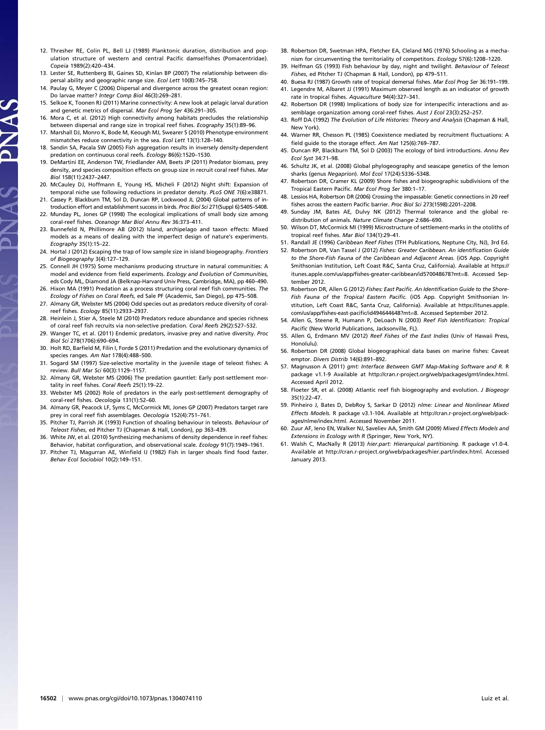12. Thresher RE, Colin PL, Bell LJ (1989) Planktonic duration, distribution and population structure of western and central Pacific damselfishes (Pomacentridae). *Copeia* 1989(2):420–434.
13. Lester SE, Ruttenberg BI, Gaines SD, Kinlan BP (2007) The relationship between dispersal ability and geographic range size. *Ecol Lett* 10(8):745–758.
14. Paulay G, Meyer C (2006) Dispersal and divergence across the greatest ocean region: Do larvae matter? *Integr Comp Biol* 46(3):269–281.
15. Selkoe K, Toonen RJ (2011) Marine connectivity: A new look at pelagic larval duration and genetic metrics of dispersal. *Mar Ecol Prog Ser* 436:291–305.
16. Mora C, et al. (2012) High connectivity among habitats precludes the relationship between dispersal and range size in tropical reef fishes. *Ecography* 35(1):89–96.
17. Marshall DJ, Monro K, Bode M, Keough MJ, Swearer S (2010) Phenotype-environment mismatches reduce connectivity in the sea. *Ecol Lett* 13(1):128–140.
18. Sandin SA, Pacala SW (2005) Fish aggregation results in inversely density-dependent predation on continuous coral reefs. *Ecology* 86(6):1520–1530.
19. DeMartini EE, Anderson TW, Friedlander AM, Beets JP (2011) Predator biomass, prey density, and species composition effects on group size in recruit coral reef fishes. *Mar Biol* 158(11):2437–2447.
20. McCauley DJ, Hoffmann E, Young HS, Micheli F (2012) Night shift: Expansion of temporal niche use following reductions in predator density. *PLoS ONE* 7(6):e38871.
21. Cassey P, Blackburn TM, Sol D, Duncan RP, Lockwood JL (2004) Global patterns of introduction effort and establishment success in birds. *Proc Biol Sci* 271(Suppl 6):S405–S408.
22. Munday PL, Jones GP (1998) The ecological implications of small body size among coral-reef fishes. *Oceanogr Mar Biol Annu Rev* 36:373–411.
23. Bunnefeld N, Phillimore AB (2012) Island, archipelago and taxon effects: Mixed models as a means of dealing with the imperfect design of nature's experiments. *Ecography* 35(1):15–22.
24. Hortal J (2012) Escaping the trap of low sample size in island biogeography. *Frontiers of Biogeography* 3(4):127–129.
25. Connell JH (1975) Some mechanisms producing structure in natural communities: A model and evidence from field experiments. *Ecology and Evolution of Communities*, eds Cody ML, Diamond JA (Belknap-Harvard Univ Press, Cambridge, MA), pp 460–490.
26. Hixon MA (1991) Predation as a process structuring coral reef fish communities. *The Ecology of Fishes on Coral Reefs*, ed Sale PF (Academic, San Diego), pp 475–508.
27. Almany GR, Webster MS (2004) Odd species out as predators reduce diversity of coral-reef fishes. *Ecology* 85(11):2933–2937.
28. Heinlein J, Stier A, Steele M (2010) Predators reduce abundance and species richness of coral reef fish recruits via non-selective predation. *Coral Reefs* 29(2):527–532.
29. Wanger TC, et al. (2011) Endemic predators, invasive prey and native diversity. *Proc Biol Sci* 278(1706):690–694.
30. Holt RD, Barfield M, Filin I, Forde S (2011) Predation and the evolutionary dynamics of species ranges. *Am Nat* 178(4):488–500.
31. Sogard SM (1997) Size-selective mortality in the juvenile stage of teleost fishes: A review. *Bull Mar Sci* 60(3):1129–1157.
32. Almany GR, Webster MS (2006) The predation gauntlet: Early post-settlement mortality in reef fishes. *Coral Reefs* 25(1):19–22.
33. Webster MS (2002) Role of predators in the early post-settlement demography of coral-reef fishes. *Oecologia* 131(1):52–60.
34. Almany GR, Peacock LF, Syms C, McCormick MI, Jones GP (2007) Predators target rare prey in coral reef fish assemblages. *Oecologia* 152(4):751–761.
35. Pitcher TJ, Parrish JK (1993) Function of shoaling behaviour in teleosts. *Behaviour of Teleost Fishes*, ed Pitcher TJ (Chapman & Hall, London), pp 363–439.
36. White JW, et al. (2010) Synthesizing mechanisms of density dependence in reef fishes: Behavior, habitat configuration, and observational scale. *Ecology* 91(7):1949–1961.
37. Pitcher TJ, Magurran AE, Winfield IJ (1982) Fish in larger shoals find food faster. *Behav Ecol Sociobiol* 10(2):149–151.
38. Robertson DR, Swetman HPA, Fletcher EA, Cleland MG (1976) Schooling as a mechanism for circumventing the territoriality of competitors. *Ecology* 57(6):1208–1220.
39. Helfman GS (1993) Fish behaviour by day, night and twilight. *Behaviour of Teleost Fishes*, ed Pitcher TJ (Chapman & Hall, London), pp 479–511.
40. Buesa RJ (1987) Growth rate of tropical demersal fishes. *Mar Ecol Prog Ser* 36:191–199.
41. Legendre M, Albaret JJ (1991) Maximum observed length as an indicator of growth rate in tropical fishes. *Aquaculture* 94(4):327–341.
42. Robertson DR (1998) Implications of body size for interspecific interactions and assemblage organization among coral-reef fishes. *Aust J Ecol* 23(3):252–257.
43. Roff DA (1992) *The Evolution of Life Histories: Theory and Analysis* (Chapman & Hall, New York).
44. Warner RR, Chesson PL (1985) Coexistence mediated by recruitment fluctuations: A field guide to the storage effect. *Am Nat* 125(6):769–787.
45. Duncan RP, Blackburn TM, Sol D (2003) The ecology of bird introductions. *Annu Rev Ecol Syst* 34:71–98.
46. Schultz JK, et al. (2008) Global phylogeography and seascape genetics of the lemon sharks (genus *Negaprion*). *Mol Ecol* 17(24):5336–5348.
47. Robertson DR, Cramer KL (2009) Shore fishes and biogeographic subdivisions of the Tropical Eastern Pacific. *Mar Ecol Prog Ser* 380:1–17.
48. Lessios HA, Robertson DR (2006) Crossing the impassable: Genetic connections in 20 reef fishes across the eastern Pacific barrier. *Proc Biol Sci* 273(1598):2201–2208.
49. Sunday JM, Bates AE, Dulvy NK (2012) Thermal tolerance and the global redistribution of animals. *Nature Climate Change* 2:686–690.
50. Wilson DT, McCormick MI (1999) Microstructure of settlement-marks in the otoliths of tropical reef fishes. *Mar Biol* 134(1):29–41.
51. Randall JE (1996) *Caribbean Reef Fishes* (TFH Publications, Neptune City, NJ), 3rd Ed.
52. Robertson DR, Van Tassel J (2012) *Fishes: Greater Caribbean. An identification Guide to the Shore-Fish Fauna of the Caribbean and Adjacent Areas.* (iOS App. Copyright Smithsonian Institution, Left Coast R&C, Santa Cruz, California). Available at https://itunes.apple.com/us/app/fishes-greater-caribbean/id570048678?mt=8. Accessed September 2012.
53. Robertson DR, Allen G (2012) *Fishes: East Pacific. An Identification Guide to the Shore-Fish Fauna of the Tropical Eastern Pacific.* (iOS App. Copyright Smithsonian Institution, Left Coast R&C, Santa Cruz, California). Available at https://itunes.apple.com/us/app/fishes-east-pacific/id494644648?mt=8. Accessed September 2012.
54. Allen G, Steene R, Humann P, DeLoach N (2003) *Reef Fish Identification: Tropical Pacific* (New World Publications, Jacksonville, FL).
55. Allen G, Erdmann MV (2012) *Reef Fishes of the East Indies* (Univ of Hawaii Press, Honolulu).
56. Robertson DR (2008) Global biogeographical data bases on marine fishes: Caveat emptor. *Divers Distrib* 14(6):891–892.
57. Magnusson A (2011) *gmt: Interface Between GMT Map-Making Software and R.* R package v1.1-9 Available at http://cran.r-project.org/web/packages/gmt/index.html. Accessed April 2012.
58. Floeter SR, et al. (2008) Atlantic reef fish biogeography and evolution. *J Biogeogr* 35(1):22–47.
59. Pinheiro J, Bates D, DebRoy S, Sarkar D (2012) *nlme: Linear and Nonlinear Mixed Effects Models.* R package v3.1-104. Available at http://cran.r-project.org/web/packages/nlme/index.html. Accessed November 2011.
60. Zuur AF, Ieno EN, Walker NJ, Saveliev AA, Smith GM (2009) *Mixed Effects Models and Extensions in Ecology with R* (Springer, New York, NY).
61. Walsh C, MacNally R (2013) *hier.part: Hierarquical partitioning.* R package v1.0-4. Available at http://cran.r-project.org/web/packages/hier.part/index.html. Accessed January 2013.